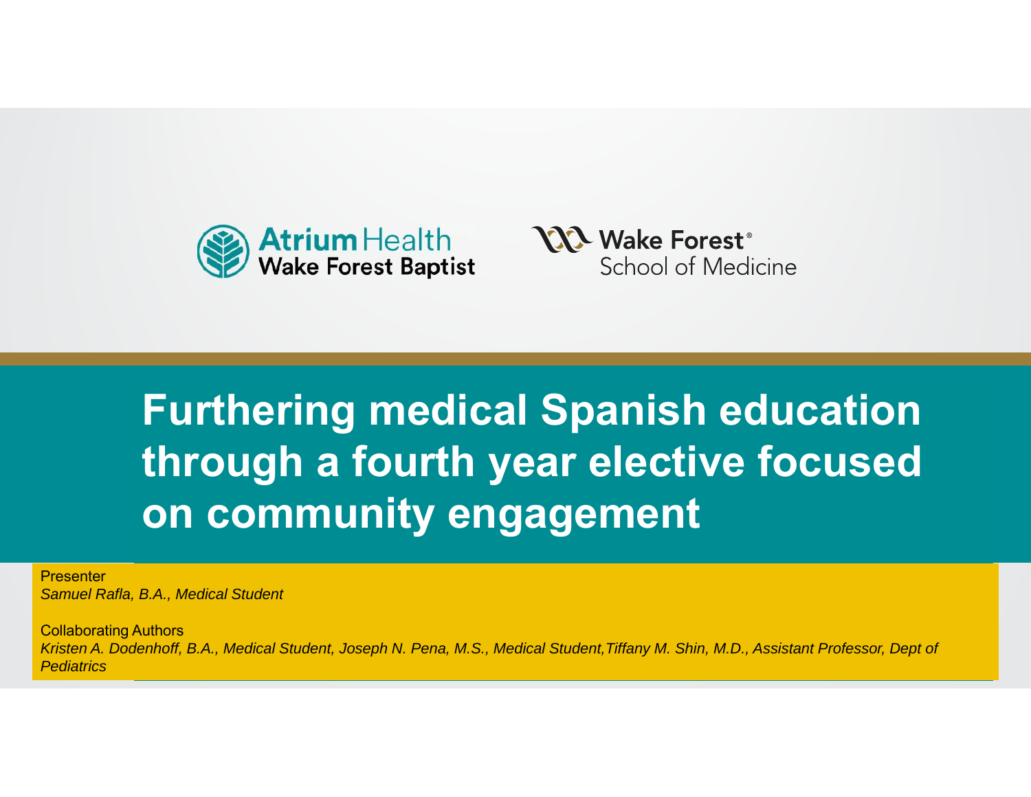Atrium Health Wake Forest Baptist

Wake Forest® School of Medicine

# Furthering medical Spanish education through a fourth year elective focused on community engagement

Presenter

*Samuel Rafla, B.A., Medical Student*

Collaborating Authors

*Kristen A. Dodenhoff, B.A., Medical Student, Joseph N. Pena, M.S., Medical Student, Tiffany M. Shin, M.D., Assistant Professor, Dept of Pediatrics*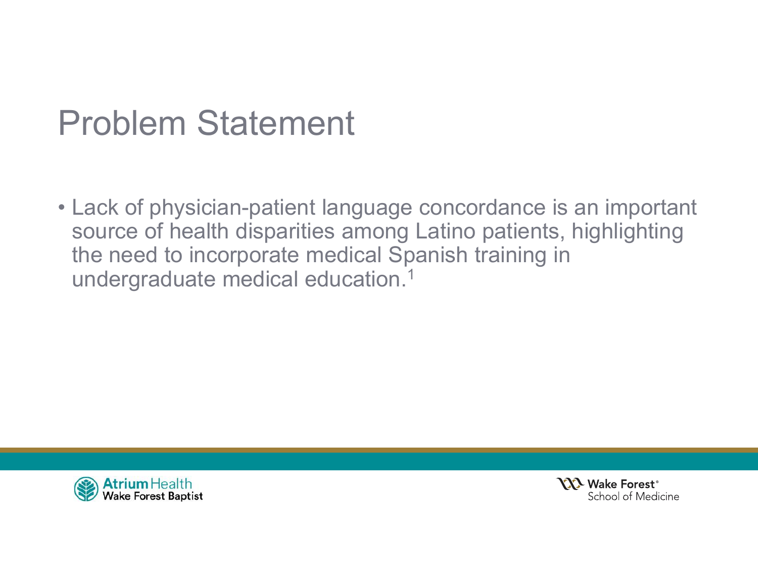# Problem Statement

- Lack of physician-patient language concordance is an important source of health disparities among Latino patients, highlighting the need to incorporate medical Spanish training in undergraduate medical education.[1]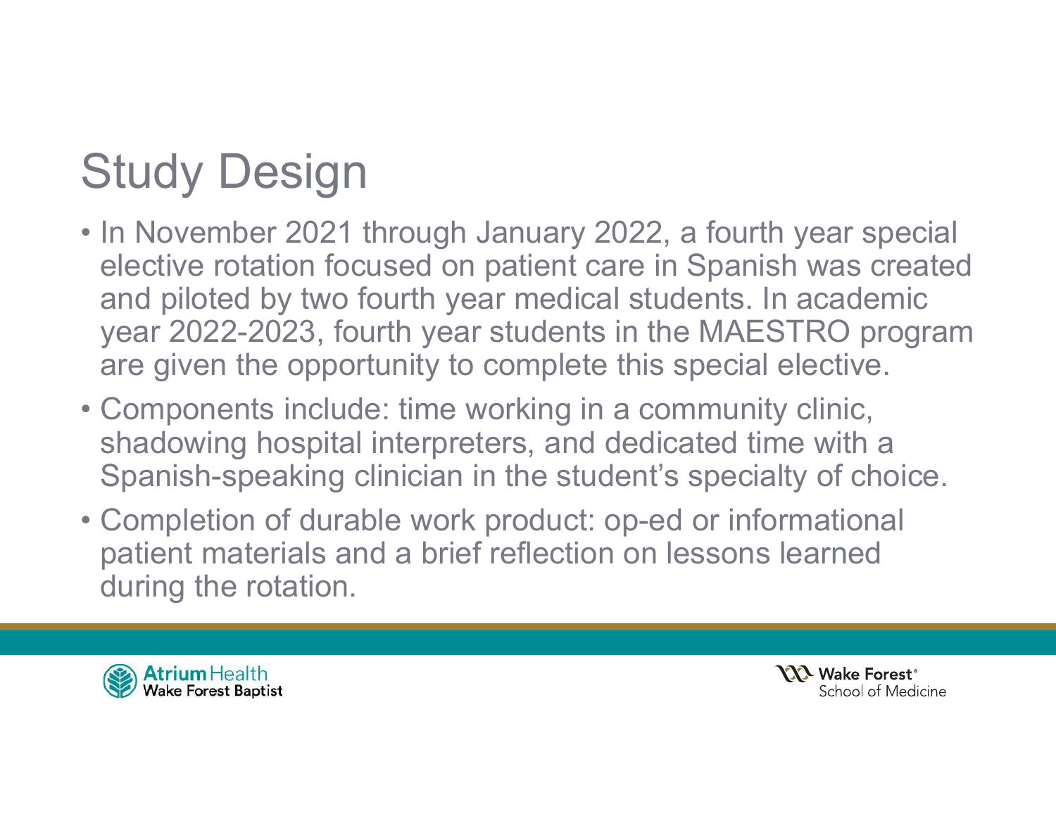# Study Design

- In November 2021 through January 2022, a fourth year special elective rotation focused on patient care in Spanish was created and piloted by two fourth year medical students. In academic year 2022-2023, fourth year students in the MAESTRO program are given the opportunity to complete this special elective.
- Components include: time working in a community clinic, shadowing hospital interpreters, and dedicated time with a Spanish-speaking clinician in the student's specialty of choice.
- Completion of durable work product: op-ed or informational patient materials and a brief reflection on lessons learned during the rotation.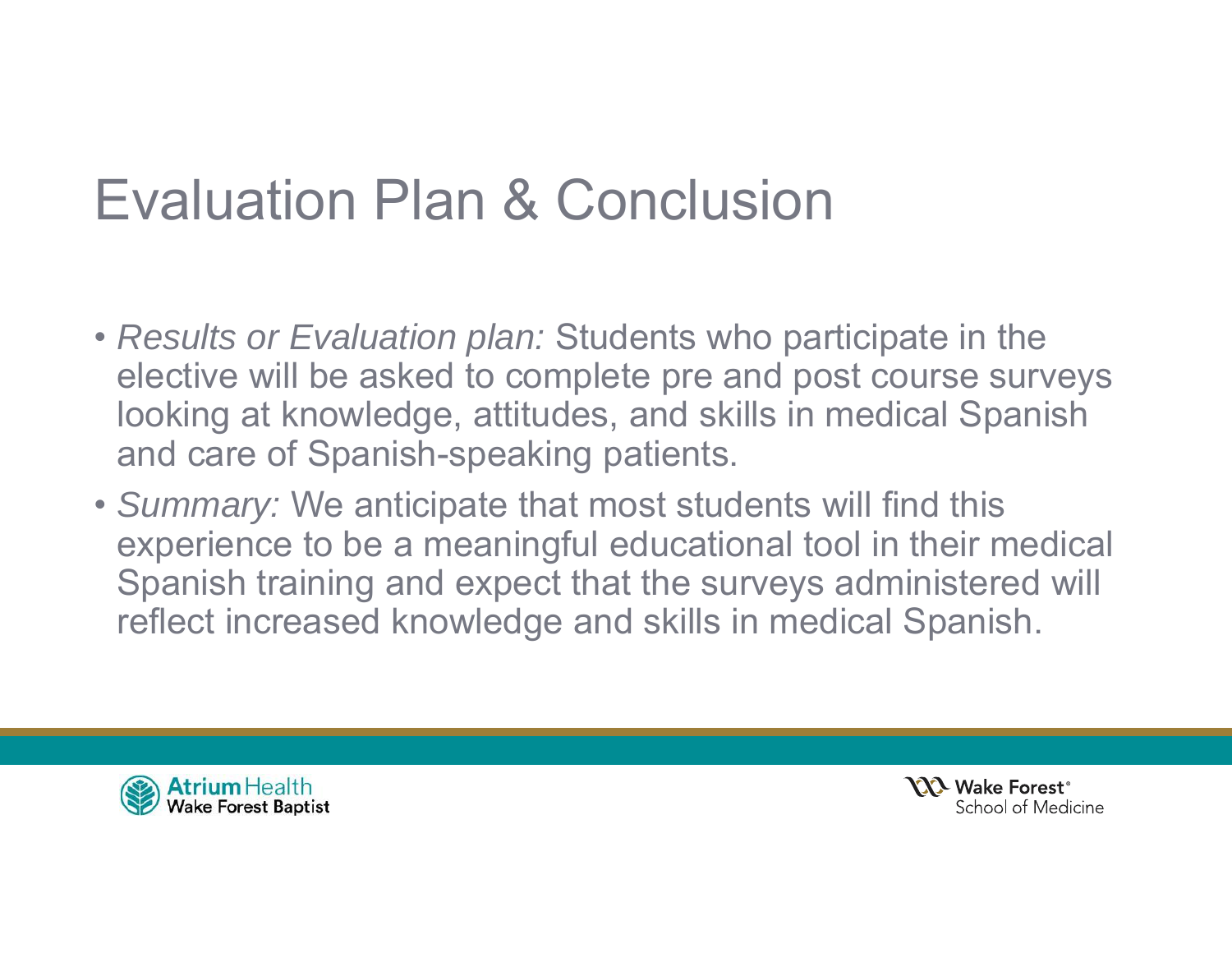# Evaluation Plan & Conclusion

- *Results or Evaluation plan:* Students who participate in the elective will be asked to complete pre and post course surveys looking at knowledge, attitudes, and skills in medical Spanish and care of Spanish-speaking patients.
- *Summary:* We anticipate that most students will find this experience to be a meaningful educational tool in their medical Spanish training and expect that the surveys administered will reflect increased knowledge and skills in medical Spanish.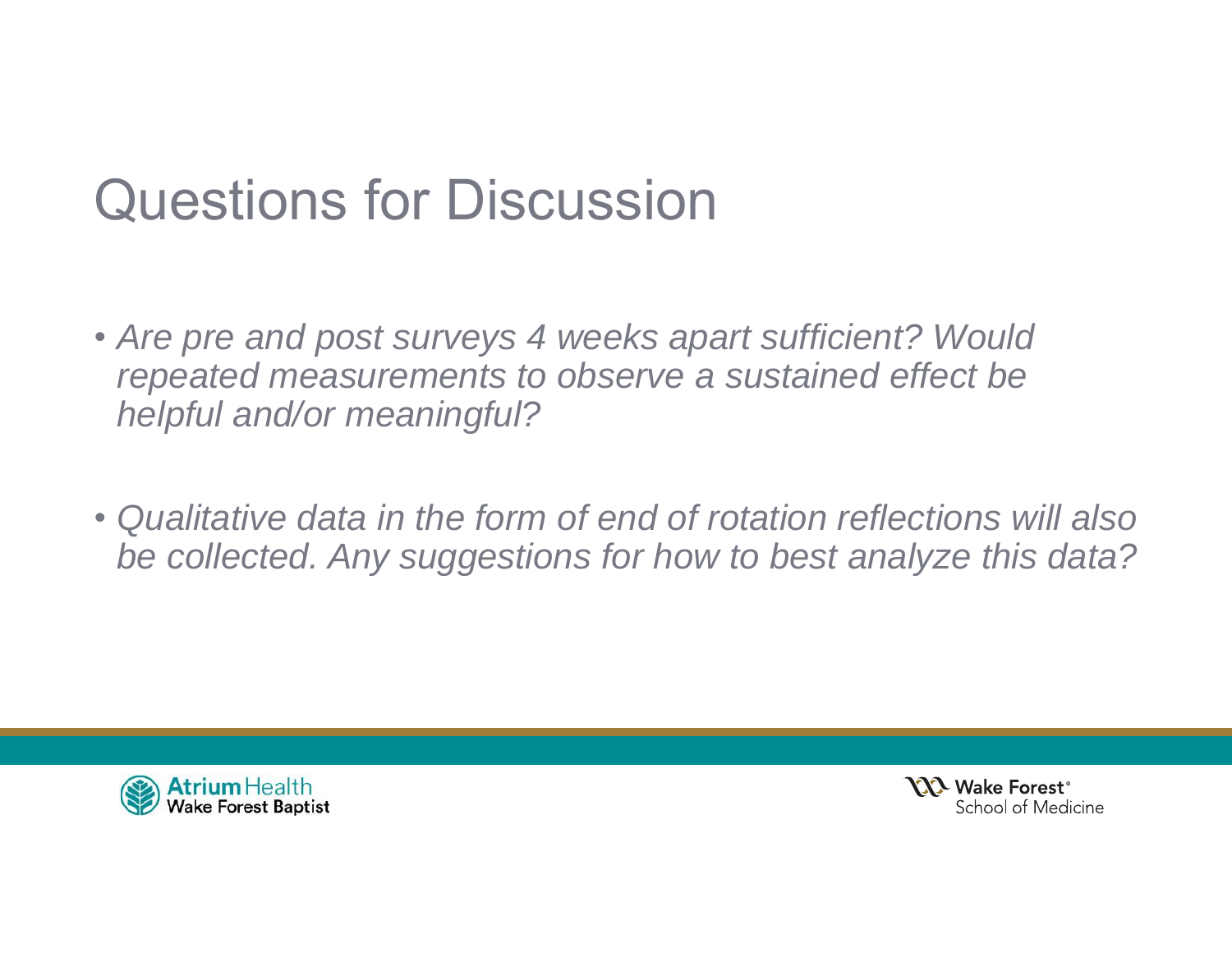# Questions for Discussion

- *Are pre and post surveys 4 weeks apart sufficient? Would repeated measurements to observe a sustained effect be helpful and/or meaningful?*

- *Qualitative data in the form of end of rotation reflections will also be collected. Any suggestions for how to best analyze this data?*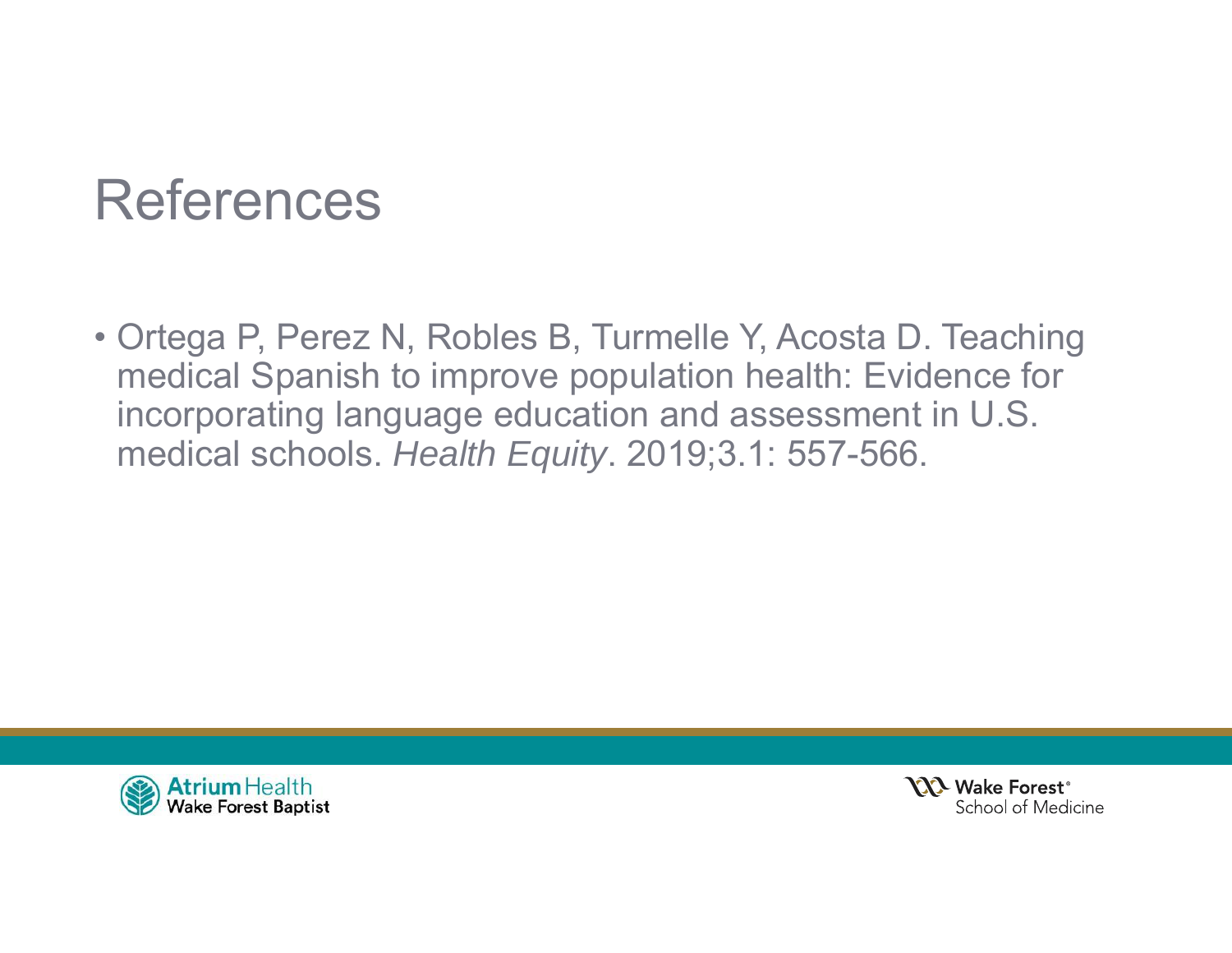# References

- Ortega P, Perez N, Robles B, Turmelle Y, Acosta D. Teaching medical Spanish to improve population health: Evidence for incorporating language education and assessment in U.S. medical schools. *Health Equity*. 2019;3.1: 557-566.